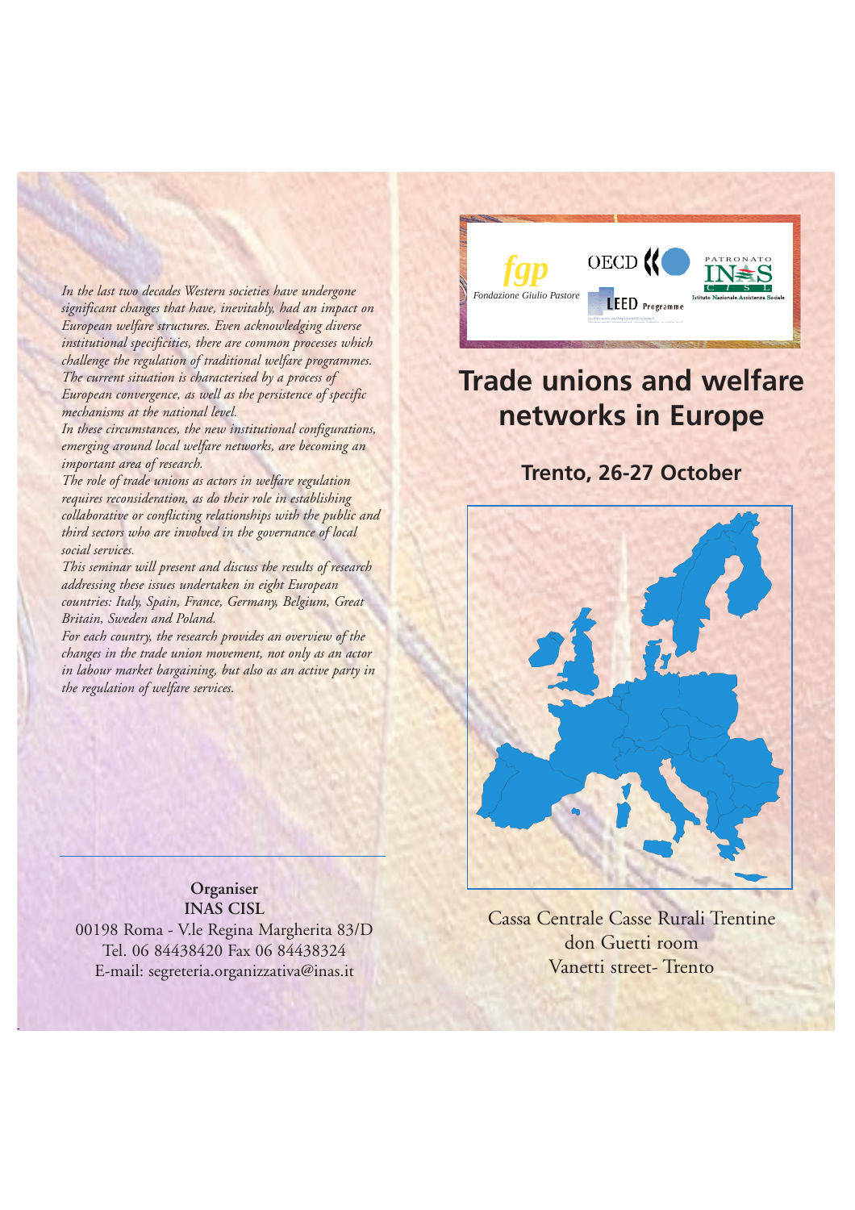*In the last two decades Western societies have undergone significant changes that have, inevitably, had an impact on European welfare structures. Even acknowledging diverse institutional specificities, there are common processes which challenge the regulation of traditional welfare programmes. The current situation is characterised by a process of European convergence, as well as the persistence of specific mechanisms at the national level.*

*In these circumstances, the new institutional configurations, emerging around local welfare networks, are becoming an important area of research.*

*The role of trade unions as actors in welfare regulation requires reconsideration, as do their role in establishing collaborative or conflicting relationships with the public and third sectors who are involved in the governance of local social services.*

*This seminar will present and discuss the results of research addressing these issues undertaken in eight European countries: Italy, Spain, France, Germany, Belgium, Great Britain, Sweden and Poland.*

*For each country, the research provides an overview of the changes in the trade union movement, not only as an actor in labour market bargaining, but also as an active party in the regulation of welfare services.*

---

**Organiser**
**INAS CISL**
00198 Roma - V.le Regina Margherita 83/D
Tel. 06 84438420 Fax 06 84438324
E-mail: segreteria.organizzativa@inas.it

fgp Fondazione Giulio Pastore — OECD LEED Programme — Patronato INAS CISL Istituto Nazionale Assistenza Sociale

# Trade unions and welfare networks in Europe

## Trento, 26-27 October

Cassa Centrale Casse Rurali Trentine
don Guetti room
Vanetti street- Trento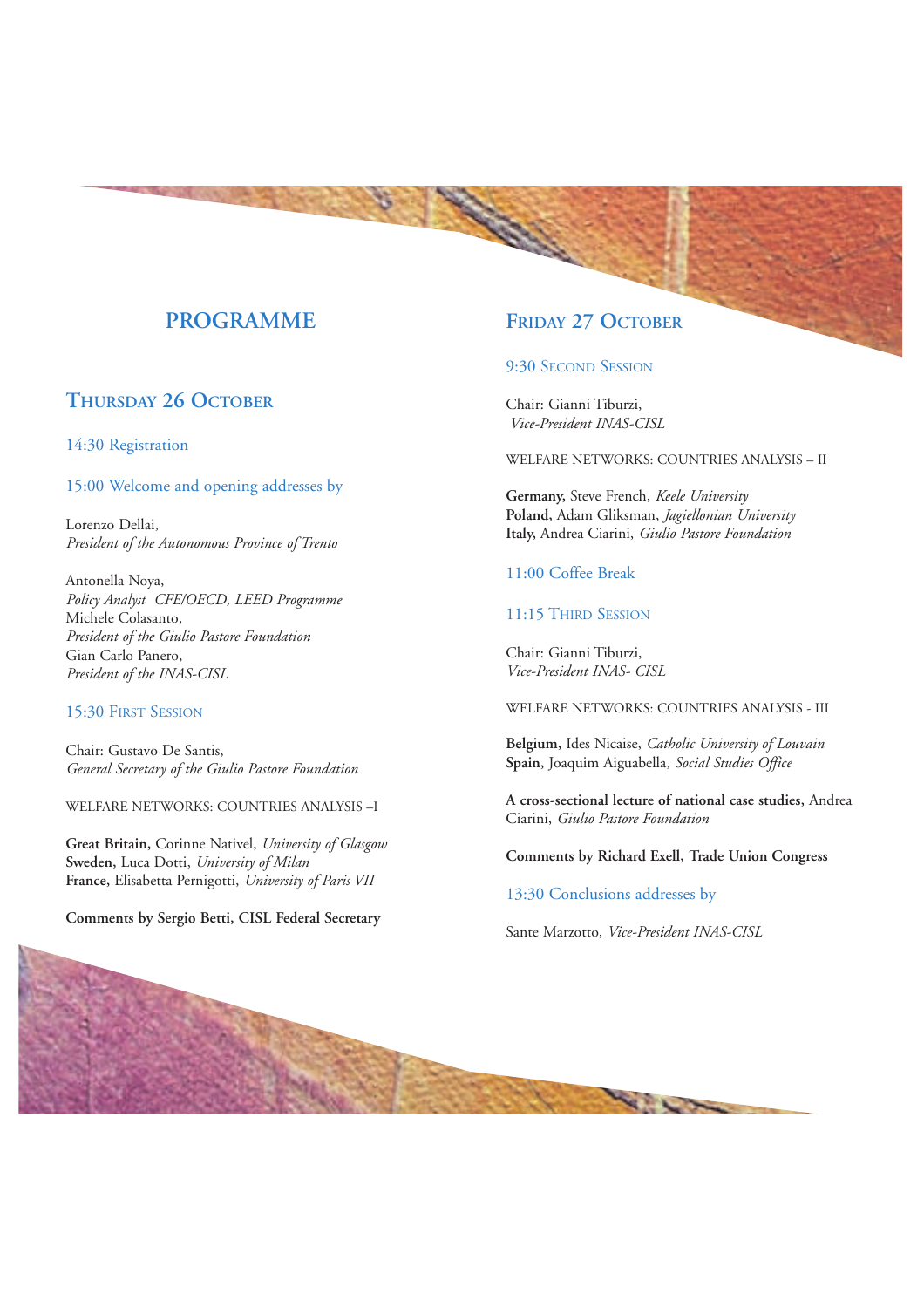# PROGRAMME

## THURSDAY 26 OCTOBER

### 14:30 Registration

### 15:00 Welcome and opening addresses by

Lorenzo Dellai,
*President of the Autonomous Province of Trento*

Antonella Noya,
*Policy Analyst CFE/OECD, LEED Programme*
Michele Colasanto,
*President of the Giulio Pastore Foundation*
Gian Carlo Panero,
*President of the INAS-CISL*

### 15:30 FIRST SESSION

Chair: Gustavo De Santis,
*General Secretary of the Giulio Pastore Foundation*

WELFARE NETWORKS: COUNTRIES ANALYSIS –I

**Great Britain,** Corinne Nativel, *University of Glasgow*
**Sweden,** Luca Dotti, *University of Milan*
**France,** Elisabetta Pernigotti, *University of Paris VII*

**Comments by Sergio Betti, CISL Federal Secretary**

## FRIDAY 27 OCTOBER

### 9:30 SECOND SESSION

Chair: Gianni Tiburzi,
*Vice-President INAS-CISL*

WELFARE NETWORKS: COUNTRIES ANALYSIS – II

**Germany,** Steve French, *Keele University*
**Poland,** Adam Gliksman, *Jagiellonian University*
**Italy,** Andrea Ciarini, *Giulio Pastore Foundation*

### 11:00 Coffee Break

### 11:15 THIRD SESSION

Chair: Gianni Tiburzi,
*Vice-President INAS- CISL*

WELFARE NETWORKS: COUNTRIES ANALYSIS - III

**Belgium,** Ides Nicaise, *Catholic University of Louvain*
**Spain,** Joaquim Aiguabella, *Social Studies Office*

**A cross-sectional lecture of national case studies,** Andrea Ciarini, *Giulio Pastore Foundation*

**Comments by Richard Exell, Trade Union Congress**

### 13:30 Conclusions addresses by

Sante Marzotto, *Vice-President INAS-CISL*